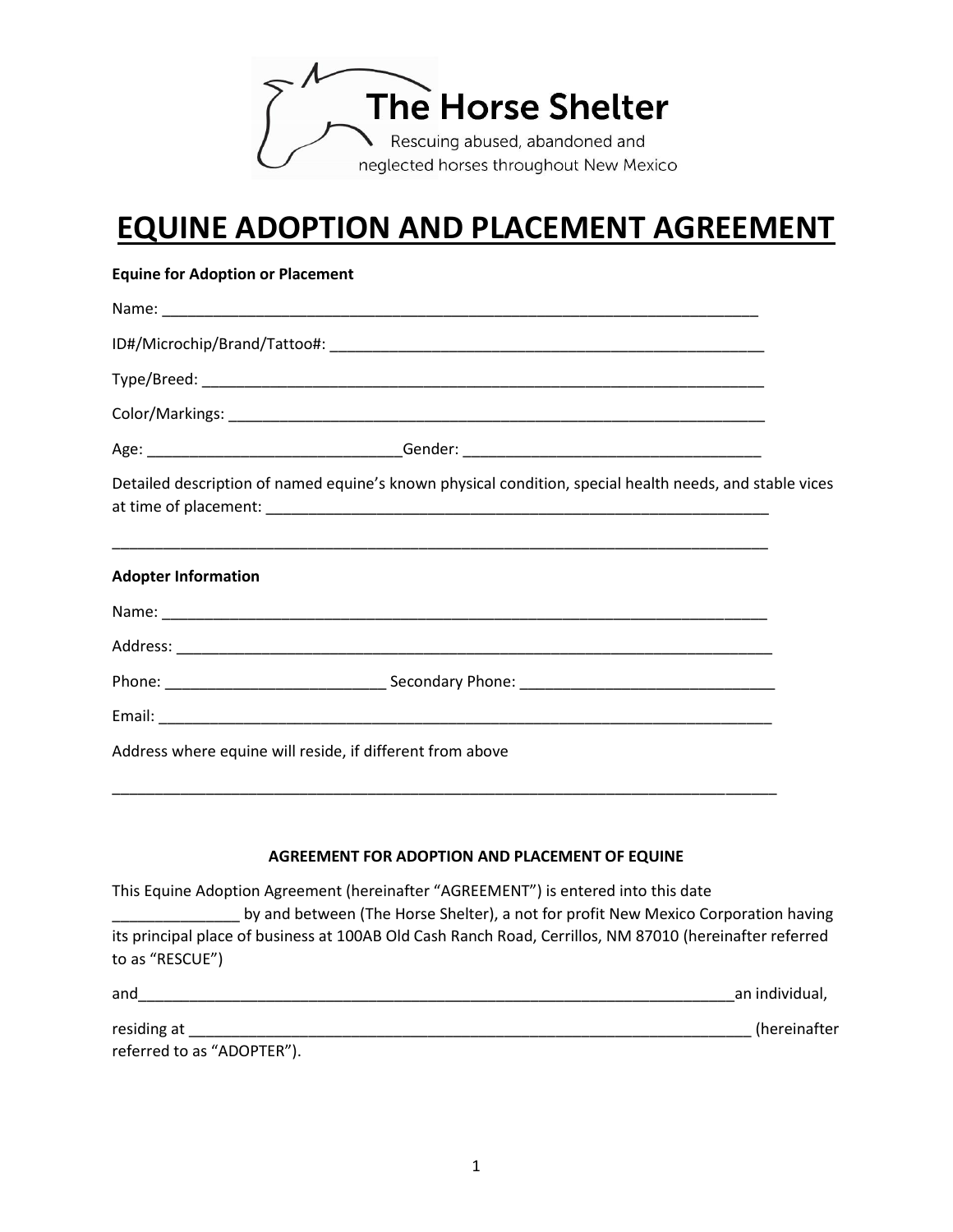The Horse Shelter

Rescuing abused, abandoned and neglected horses throughout New Mexico

# EQUINE ADOPTION AND PLACEMENT AGREEMENT

**Equine for Adoption or Placement**

Name: ___________________________________________________________________________

ID#/Microchip/Brand/Tattoo#: ______________________________________________________

Type/Breed: ______________________________________________________________________

Color/Markings: ___________________________________________________________________

Age: ______________________________Gender: ___________________________________

Detailed description of named equine's known physical condition, special health needs, and stable vices at time of placement: ______________________________________________________________

_________________________________________________________________________________

**Adopter Information**

Name: ___________________________________________________________________________

Address: _________________________________________________________________________

Phone: __________________________ Secondary Phone: ______________________________

Email: ___________________________________________________________________________

Address where equine will reside, if different from above

_________________________________________________________________________________

**AGREEMENT FOR ADOPTION AND PLACEMENT OF EQUINE**

This Equine Adoption Agreement (hereinafter "AGREEMENT") is entered into this date _______________ by and between (The Horse Shelter), a not for profit New Mexico Corporation having its principal place of business at 100AB Old Cash Ranch Road, Cerrillos, NM 87010 (hereinafter referred to as "RESCUE")

and__________________________________________________________________________an individual,

residing at _____________________________________________________________________ (hereinafter referred to as "ADOPTER").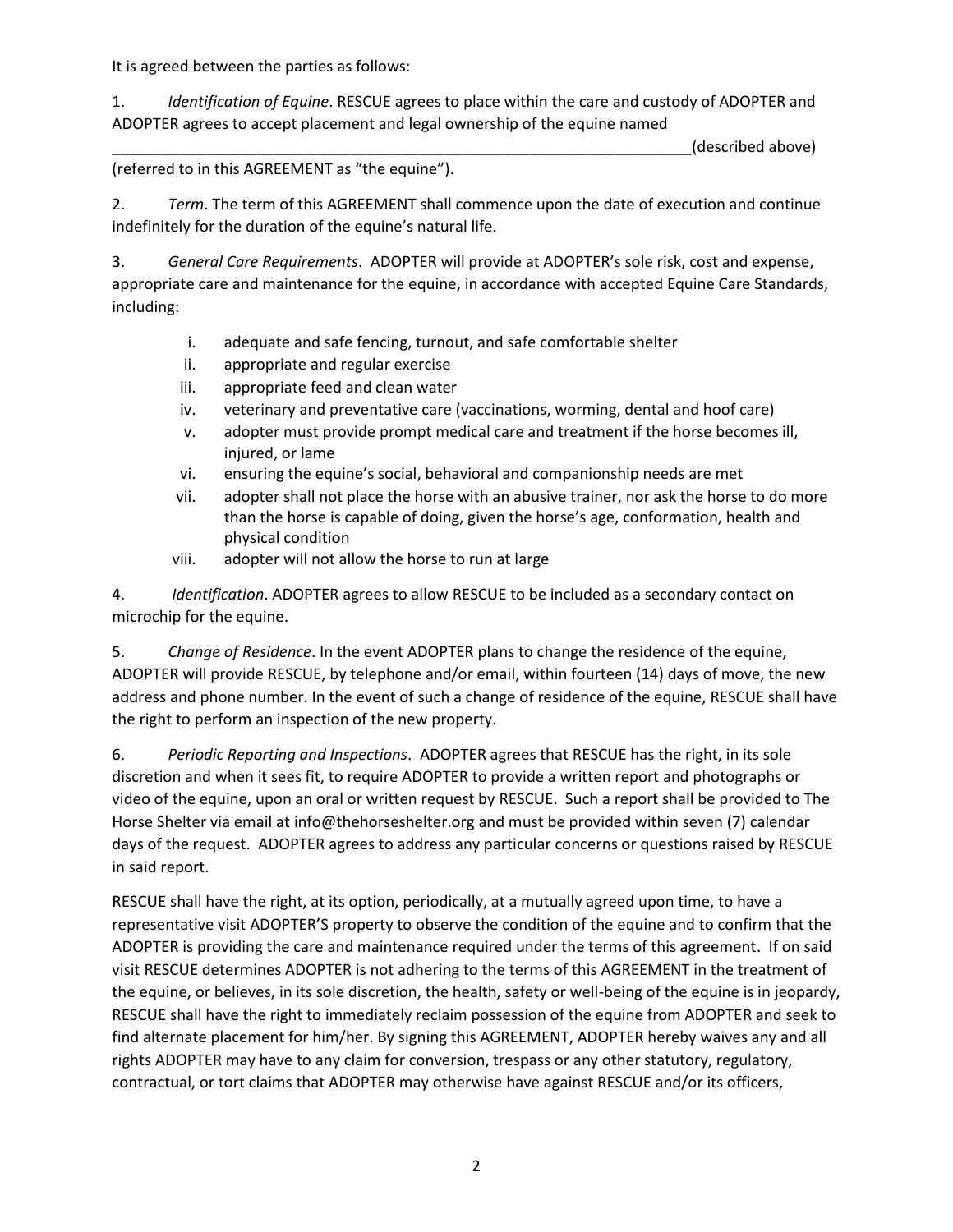It is agreed between the parties as follows:

1. *Identification of Equine*. RESCUE agrees to place within the care and custody of ADOPTER and ADOPTER agrees to accept placement and legal ownership of the equine named ________________________________________________________________________(described above) (referred to in this AGREEMENT as "the equine").

2. *Term*. The term of this AGREEMENT shall commence upon the date of execution and continue indefinitely for the duration of the equine's natural life.

3. *General Care Requirements*. ADOPTER will provide at ADOPTER's sole risk, cost and expense, appropriate care and maintenance for the equine, in accordance with accepted Equine Care Standards, including:

   i. adequate and safe fencing, turnout, and safe comfortable shelter
   ii. appropriate and regular exercise
   iii. appropriate feed and clean water
   iv. veterinary and preventative care (vaccinations, worming, dental and hoof care)
   v. adopter must provide prompt medical care and treatment if the horse becomes ill, injured, or lame
   vi. ensuring the equine's social, behavioral and companionship needs are met
   vii. adopter shall not place the horse with an abusive trainer, nor ask the horse to do more than the horse is capable of doing, given the horse's age, conformation, health and physical condition
   viii. adopter will not allow the horse to run at large

4. *Identification*. ADOPTER agrees to allow RESCUE to be included as a secondary contact on microchip for the equine.

5. *Change of Residence*. In the event ADOPTER plans to change the residence of the equine, ADOPTER will provide RESCUE, by telephone and/or email, within fourteen (14) days of move, the new address and phone number. In the event of such a change of residence of the equine, RESCUE shall have the right to perform an inspection of the new property.

6. *Periodic Reporting and Inspections*. ADOPTER agrees that RESCUE has the right, in its sole discretion and when it sees fit, to require ADOPTER to provide a written report and photographs or video of the equine, upon an oral or written request by RESCUE. Such a report shall be provided to The Horse Shelter via email at info@thehorseshelter.org and must be provided within seven (7) calendar days of the request. ADOPTER agrees to address any particular concerns or questions raised by RESCUE in said report.

RESCUE shall have the right, at its option, periodically, at a mutually agreed upon time, to have a representative visit ADOPTER'S property to observe the condition of the equine and to confirm that the ADOPTER is providing the care and maintenance required under the terms of this agreement. If on said visit RESCUE determines ADOPTER is not adhering to the terms of this AGREEMENT in the treatment of the equine, or believes, in its sole discretion, the health, safety or well-being of the equine is in jeopardy, RESCUE shall have the right to immediately reclaim possession of the equine from ADOPTER and seek to find alternate placement for him/her. By signing this AGREEMENT, ADOPTER hereby waives any and all rights ADOPTER may have to any claim for conversion, trespass or any other statutory, regulatory, contractual, or tort claims that ADOPTER may otherwise have against RESCUE and/or its officers,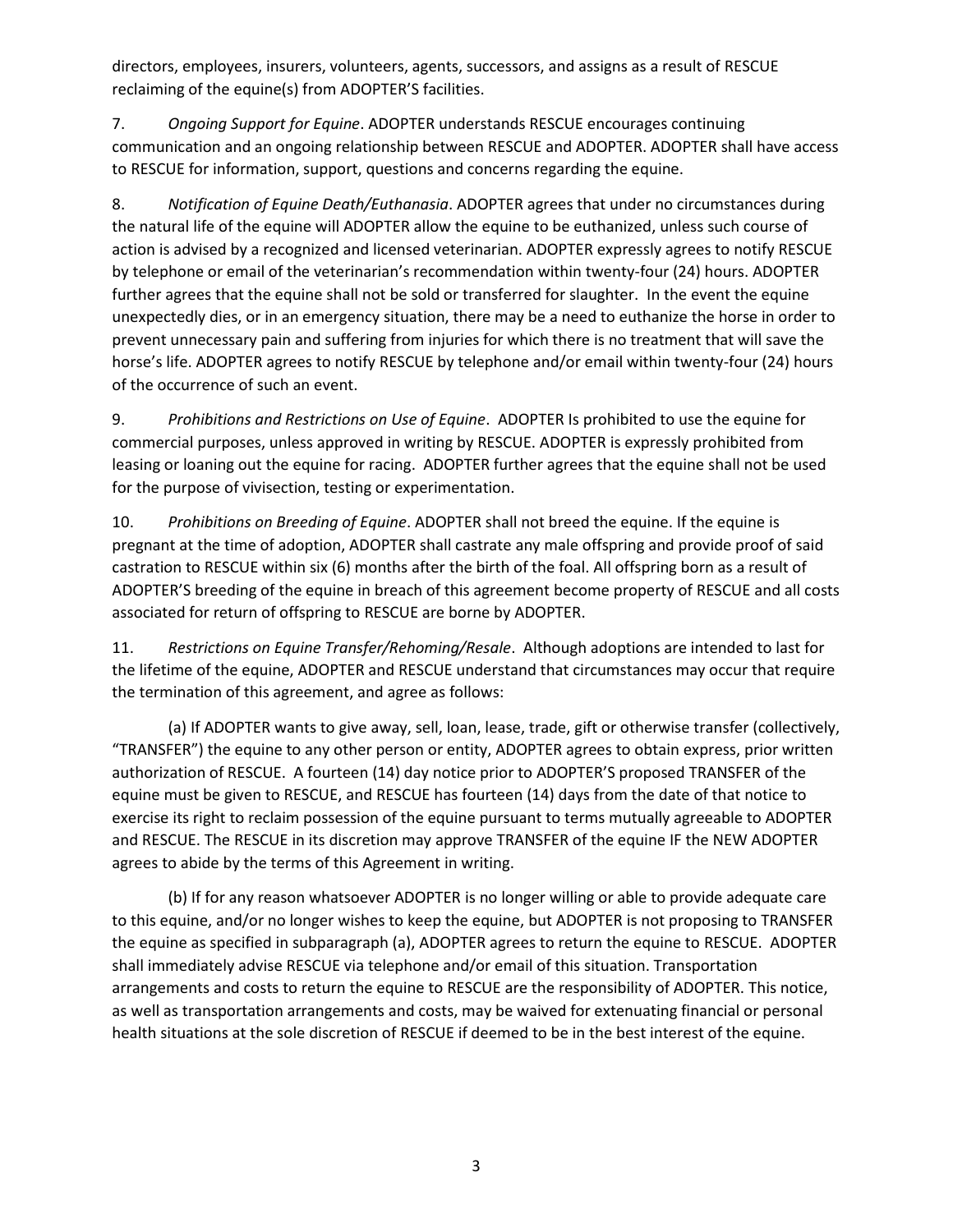directors, employees, insurers, volunteers, agents, successors, and assigns as a result of RESCUE reclaiming of the equine(s) from ADOPTER'S facilities.

7. *Ongoing Support for Equine*. ADOPTER understands RESCUE encourages continuing communication and an ongoing relationship between RESCUE and ADOPTER. ADOPTER shall have access to RESCUE for information, support, questions and concerns regarding the equine.

8. *Notification of Equine Death/Euthanasia*. ADOPTER agrees that under no circumstances during the natural life of the equine will ADOPTER allow the equine to be euthanized, unless such course of action is advised by a recognized and licensed veterinarian. ADOPTER expressly agrees to notify RESCUE by telephone or email of the veterinarian's recommendation within twenty-four (24) hours. ADOPTER further agrees that the equine shall not be sold or transferred for slaughter. In the event the equine unexpectedly dies, or in an emergency situation, there may be a need to euthanize the horse in order to prevent unnecessary pain and suffering from injuries for which there is no treatment that will save the horse's life. ADOPTER agrees to notify RESCUE by telephone and/or email within twenty-four (24) hours of the occurrence of such an event.

9. *Prohibitions and Restrictions on Use of Equine*. ADOPTER Is prohibited to use the equine for commercial purposes, unless approved in writing by RESCUE. ADOPTER is expressly prohibited from leasing or loaning out the equine for racing. ADOPTER further agrees that the equine shall not be used for the purpose of vivisection, testing or experimentation.

10. *Prohibitions on Breeding of Equine*. ADOPTER shall not breed the equine. If the equine is pregnant at the time of adoption, ADOPTER shall castrate any male offspring and provide proof of said castration to RESCUE within six (6) months after the birth of the foal. All offspring born as a result of ADOPTER'S breeding of the equine in breach of this agreement become property of RESCUE and all costs associated for return of offspring to RESCUE are borne by ADOPTER.

11. *Restrictions on Equine Transfer/Rehoming/Resale*. Although adoptions are intended to last for the lifetime of the equine, ADOPTER and RESCUE understand that circumstances may occur that require the termination of this agreement, and agree as follows:

(a) If ADOPTER wants to give away, sell, loan, lease, trade, gift or otherwise transfer (collectively, "TRANSFER") the equine to any other person or entity, ADOPTER agrees to obtain express, prior written authorization of RESCUE. A fourteen (14) day notice prior to ADOPTER'S proposed TRANSFER of the equine must be given to RESCUE, and RESCUE has fourteen (14) days from the date of that notice to exercise its right to reclaim possession of the equine pursuant to terms mutually agreeable to ADOPTER and RESCUE. The RESCUE in its discretion may approve TRANSFER of the equine IF the NEW ADOPTER agrees to abide by the terms of this Agreement in writing.

(b) If for any reason whatsoever ADOPTER is no longer willing or able to provide adequate care to this equine, and/or no longer wishes to keep the equine, but ADOPTER is not proposing to TRANSFER the equine as specified in subparagraph (a), ADOPTER agrees to return the equine to RESCUE. ADOPTER shall immediately advise RESCUE via telephone and/or email of this situation. Transportation arrangements and costs to return the equine to RESCUE are the responsibility of ADOPTER. This notice, as well as transportation arrangements and costs, may be waived for extenuating financial or personal health situations at the sole discretion of RESCUE if deemed to be in the best interest of the equine.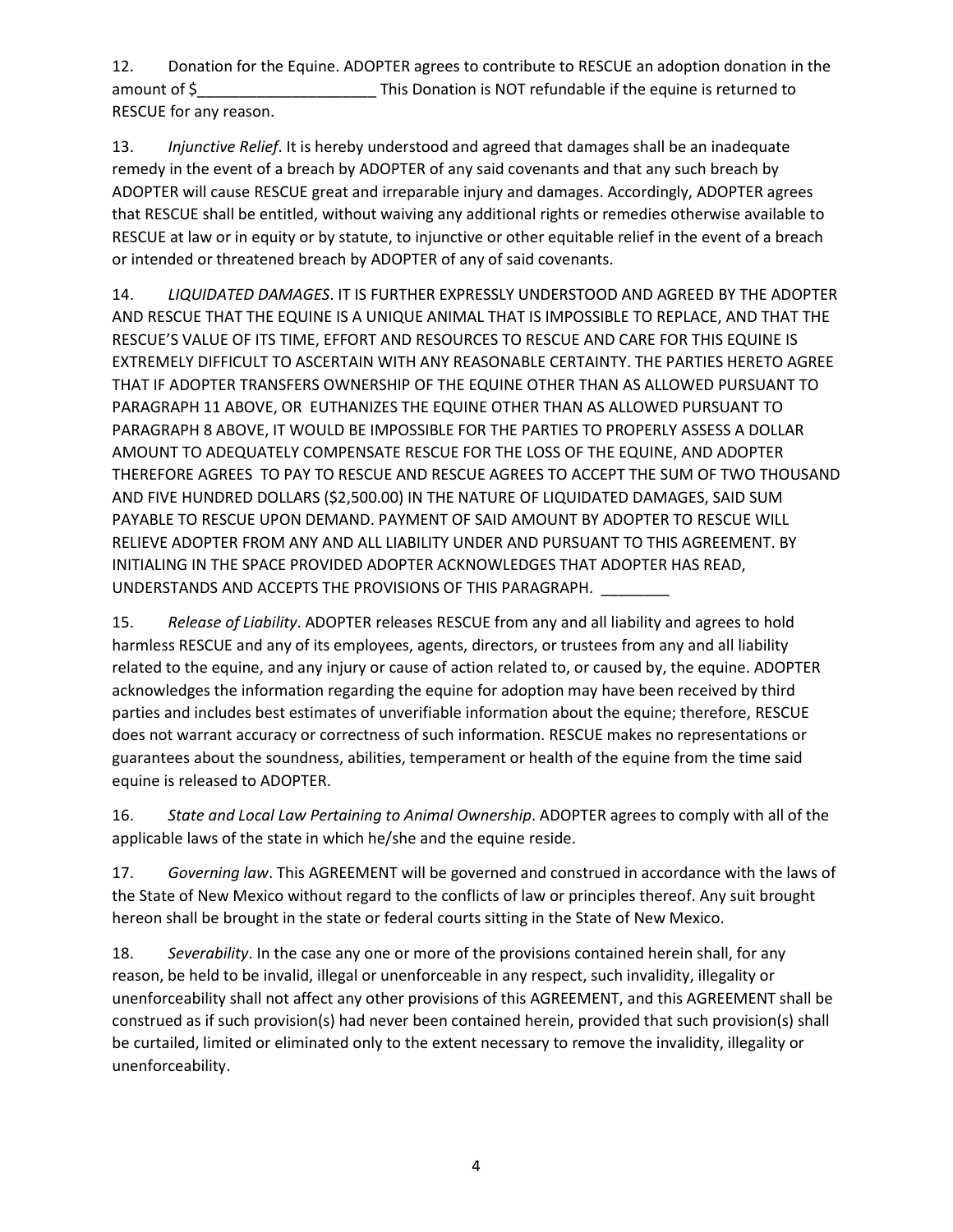12. Donation for the Equine. ADOPTER agrees to contribute to RESCUE an adoption donation in the amount of $_____________________ This Donation is NOT refundable if the equine is returned to RESCUE for any reason.

13. *Injunctive Relief*. It is hereby understood and agreed that damages shall be an inadequate remedy in the event of a breach by ADOPTER of any said covenants and that any such breach by ADOPTER will cause RESCUE great and irreparable injury and damages. Accordingly, ADOPTER agrees that RESCUE shall be entitled, without waiving any additional rights or remedies otherwise available to RESCUE at law or in equity or by statute, to injunctive or other equitable relief in the event of a breach or intended or threatened breach by ADOPTER of any of said covenants.

14. *LIQUIDATED DAMAGES*. IT IS FURTHER EXPRESSLY UNDERSTOOD AND AGREED BY THE ADOPTER AND RESCUE THAT THE EQUINE IS A UNIQUE ANIMAL THAT IS IMPOSSIBLE TO REPLACE, AND THAT THE RESCUE'S VALUE OF ITS TIME, EFFORT AND RESOURCES TO RESCUE AND CARE FOR THIS EQUINE IS EXTREMELY DIFFICULT TO ASCERTAIN WITH ANY REASONABLE CERTAINTY. THE PARTIES HERETO AGREE THAT IF ADOPTER TRANSFERS OWNERSHIP OF THE EQUINE OTHER THAN AS ALLOWED PURSUANT TO PARAGRAPH 11 ABOVE, OR EUTHANIZES THE EQUINE OTHER THAN AS ALLOWED PURSUANT TO PARAGRAPH 8 ABOVE, IT WOULD BE IMPOSSIBLE FOR THE PARTIES TO PROPERLY ASSESS A DOLLAR AMOUNT TO ADEQUATELY COMPENSATE RESCUE FOR THE LOSS OF THE EQUINE, AND ADOPTER THEREFORE AGREES TO PAY TO RESCUE AND RESCUE AGREES TO ACCEPT THE SUM OF TWO THOUSAND AND FIVE HUNDRED DOLLARS ($2,500.00) IN THE NATURE OF LIQUIDATED DAMAGES, SAID SUM PAYABLE TO RESCUE UPON DEMAND. PAYMENT OF SAID AMOUNT BY ADOPTER TO RESCUE WILL RELIEVE ADOPTER FROM ANY AND ALL LIABILITY UNDER AND PURSUANT TO THIS AGREEMENT. BY INITIALING IN THE SPACE PROVIDED ADOPTER ACKNOWLEDGES THAT ADOPTER HAS READ, UNDERSTANDS AND ACCEPTS THE PROVISIONS OF THIS PARAGRAPH. ________

15. *Release of Liability*. ADOPTER releases RESCUE from any and all liability and agrees to hold harmless RESCUE and any of its employees, agents, directors, or trustees from any and all liability related to the equine, and any injury or cause of action related to, or caused by, the equine. ADOPTER acknowledges the information regarding the equine for adoption may have been received by third parties and includes best estimates of unverifiable information about the equine; therefore, RESCUE does not warrant accuracy or correctness of such information. RESCUE makes no representations or guarantees about the soundness, abilities, temperament or health of the equine from the time said equine is released to ADOPTER.

16. *State and Local Law Pertaining to Animal Ownership*. ADOPTER agrees to comply with all of the applicable laws of the state in which he/she and the equine reside.

17. *Governing law*. This AGREEMENT will be governed and construed in accordance with the laws of the State of New Mexico without regard to the conflicts of law or principles thereof. Any suit brought hereon shall be brought in the state or federal courts sitting in the State of New Mexico.

18. *Severability*. In the case any one or more of the provisions contained herein shall, for any reason, be held to be invalid, illegal or unenforceable in any respect, such invalidity, illegality or unenforceability shall not affect any other provisions of this AGREEMENT, and this AGREEMENT shall be construed as if such provision(s) had never been contained herein, provided that such provision(s) shall be curtailed, limited or eliminated only to the extent necessary to remove the invalidity, illegality or unenforceability.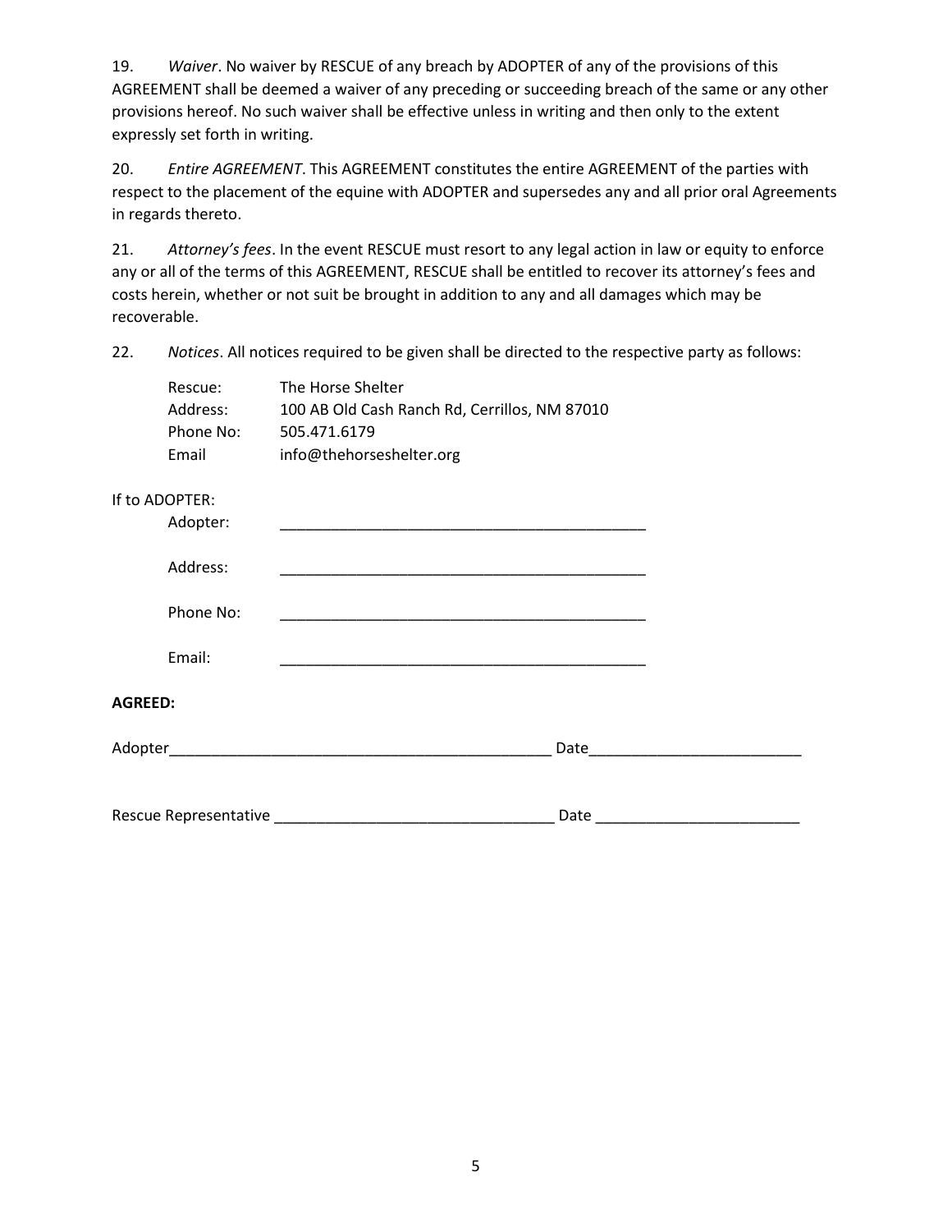19. *Waiver*. No waiver by RESCUE of any breach by ADOPTER of any of the provisions of this AGREEMENT shall be deemed a waiver of any preceding or succeeding breach of the same or any other provisions hereof. No such waiver shall be effective unless in writing and then only to the extent expressly set forth in writing.

20. *Entire AGREEMENT*. This AGREEMENT constitutes the entire AGREEMENT of the parties with respect to the placement of the equine with ADOPTER and supersedes any and all prior oral Agreements in regards thereto.

21. *Attorney's fees*. In the event RESCUE must resort to any legal action in law or equity to enforce any or all of the terms of this AGREEMENT, RESCUE shall be entitled to recover its attorney's fees and costs herein, whether or not suit be brought in addition to any and all damages which may be recoverable.

22. *Notices*. All notices required to be given shall be directed to the respective party as follows:

Rescue: The Horse Shelter
Address: 100 AB Old Cash Ranch Rd, Cerrillos, NM 87010
Phone No: 505.471.6179
Email info@thehorseshelter.org

If to ADOPTER:

Adopter: ____________________________________________

Address: ____________________________________________

Phone No: ____________________________________________

Email: ____________________________________________

**AGREED:**

Adopter______________________________________________ Date_________________________

Rescue Representative _________________________________ Date ________________________